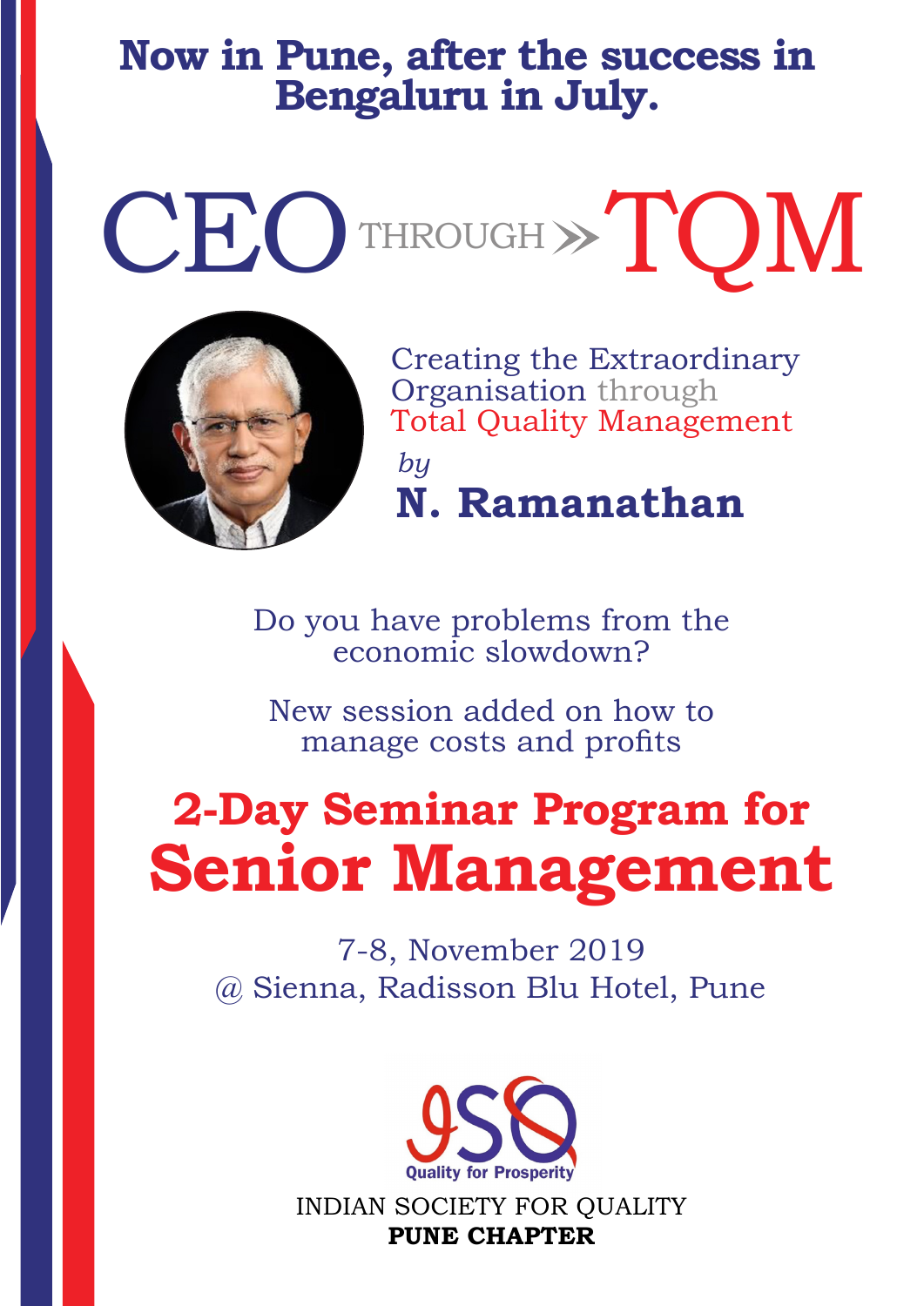**Now in Pune, after the success in Bengaluru in July.**

# CEO THROUGH » TQM

Creating the Extraordinary Organisation through Total Quality Management

*by*

**N. Ramanathan**

Do you have problems from the economic slowdown?

New session added on how to manage costs and profits

## 2-Day Seminar Program for

# Senior Management

7-8, November 2019
@ Sienna, Radisson Blu Hotel, Pune

ISQ
Quality for Prosperity

INDIAN SOCIETY FOR QUALITY
**PUNE CHAPTER**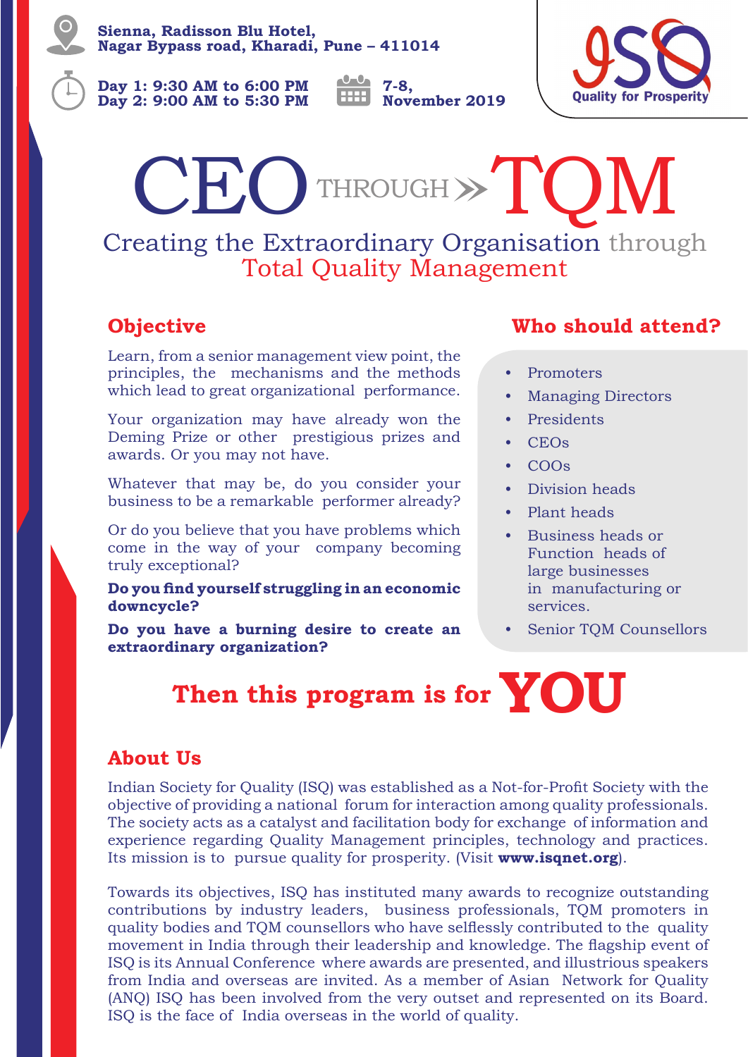Sienna, Radisson Blu Hotel,
Nagar Bypass road, Kharadi, Pune – 411014

Day 1: 9:30 AM to 6:00 PM
Day 2: 9:00 AM to 5:30 PM

7-8,
November 2019

ISQ
Quality for Prosperity

# CEO THROUGH » TQM

## Creating the Extraordinary Organisation through Total Quality Management

## Objective

Learn, from a senior management view point, the principles, the mechanisms and the methods which lead to great organizational performance.

Your organization may have already won the Deming Prize or other prestigious prizes and awards. Or you may not have.

Whatever that may be, do you consider your business to be a remarkable performer already?

Or do you believe that you have problems which come in the way of your company becoming truly exceptional?

**Do you find yourself struggling in an economic downcycle?**

**Do you have a burning desire to create an extraordinary organization?**

## Who should attend?

- Promoters
- Managing Directors
- Presidents
- CEOs
- COOs
- Division heads
- Plant heads
- Business heads or Function heads of large businesses in manufacturing or services.
- Senior TQM Counsellors

## Then this program is for YOU

## About Us

Indian Society for Quality (ISQ) was established as a Not-for-Profit Society with the objective of providing a national forum for interaction among quality professionals. The society acts as a catalyst and facilitation body for exchange of information and experience regarding Quality Management principles, technology and practices. Its mission is to pursue quality for prosperity. (Visit **www.isqnet.org**).

Towards its objectives, ISQ has instituted many awards to recognize outstanding contributions by industry leaders, business professionals, TQM promoters in quality bodies and TQM counsellors who have selflessly contributed to the quality movement in India through their leadership and knowledge. The flagship event of ISQ is its Annual Conference where awards are presented, and illustrious speakers from India and overseas are invited. As a member of Asian Network for Quality (ANQ) ISQ has been involved from the very outset and represented on its Board. ISQ is the face of India overseas in the world of quality.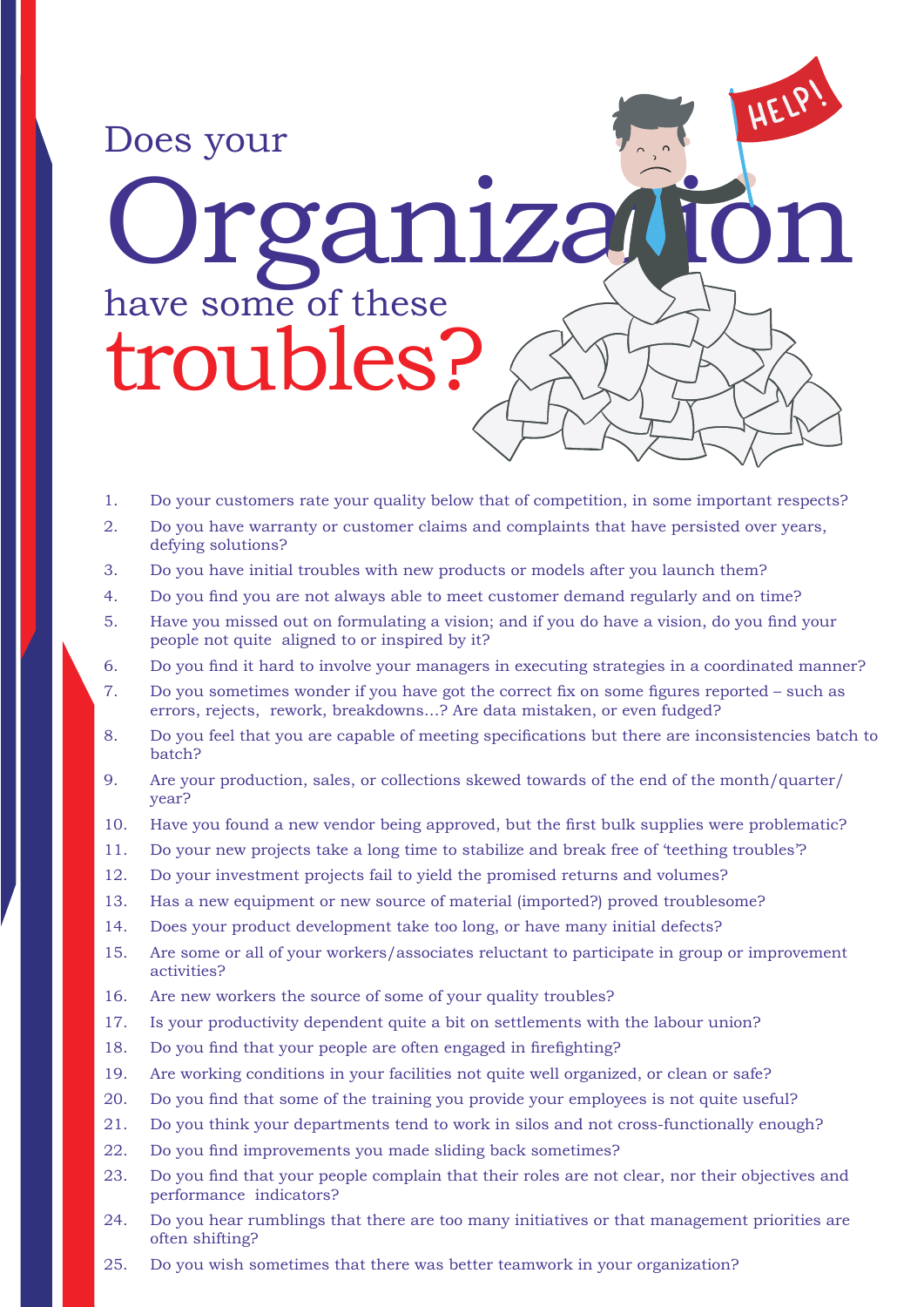# Does your Organization have some of these troubles?

1. Do your customers rate your quality below that of competition, in some important respects?
2. Do you have warranty or customer claims and complaints that have persisted over years, defying solutions?
3. Do you have initial troubles with new products or models after you launch them?
4. Do you find you are not always able to meet customer demand regularly and on time?
5. Have you missed out on formulating a vision; and if you do have a vision, do you find your people not quite aligned to or inspired by it?
6. Do you find it hard to involve your managers in executing strategies in a coordinated manner?
7. Do you sometimes wonder if you have got the correct fix on some figures reported – such as errors, rejects, rework, breakdowns...? Are data mistaken, or even fudged?
8. Do you feel that you are capable of meeting specifications but there are inconsistencies batch to batch?
9. Are your production, sales, or collections skewed towards of the end of the month/quarter/year?
10. Have you found a new vendor being approved, but the first bulk supplies were problematic?
11. Do your new projects take a long time to stabilize and break free of 'teething troubles'?
12. Do your investment projects fail to yield the promised returns and volumes?
13. Has a new equipment or new source of material (imported?) proved troublesome?
14. Does your product development take too long, or have many initial defects?
15. Are some or all of your workers/associates reluctant to participate in group or improvement activities?
16. Are new workers the source of some of your quality troubles?
17. Is your productivity dependent quite a bit on settlements with the labour union?
18. Do you find that your people are often engaged in firefighting?
19. Are working conditions in your facilities not quite well organized, or clean or safe?
20. Do you find that some of the training you provide your employees is not quite useful?
21. Do you think your departments tend to work in silos and not cross-functionally enough?
22. Do you find improvements you made sliding back sometimes?
23. Do you find that your people complain that their roles are not clear, nor their objectives and performance indicators?
24. Do you hear rumblings that there are too many initiatives or that management priorities are often shifting?
25. Do you wish sometimes that there was better teamwork in your organization?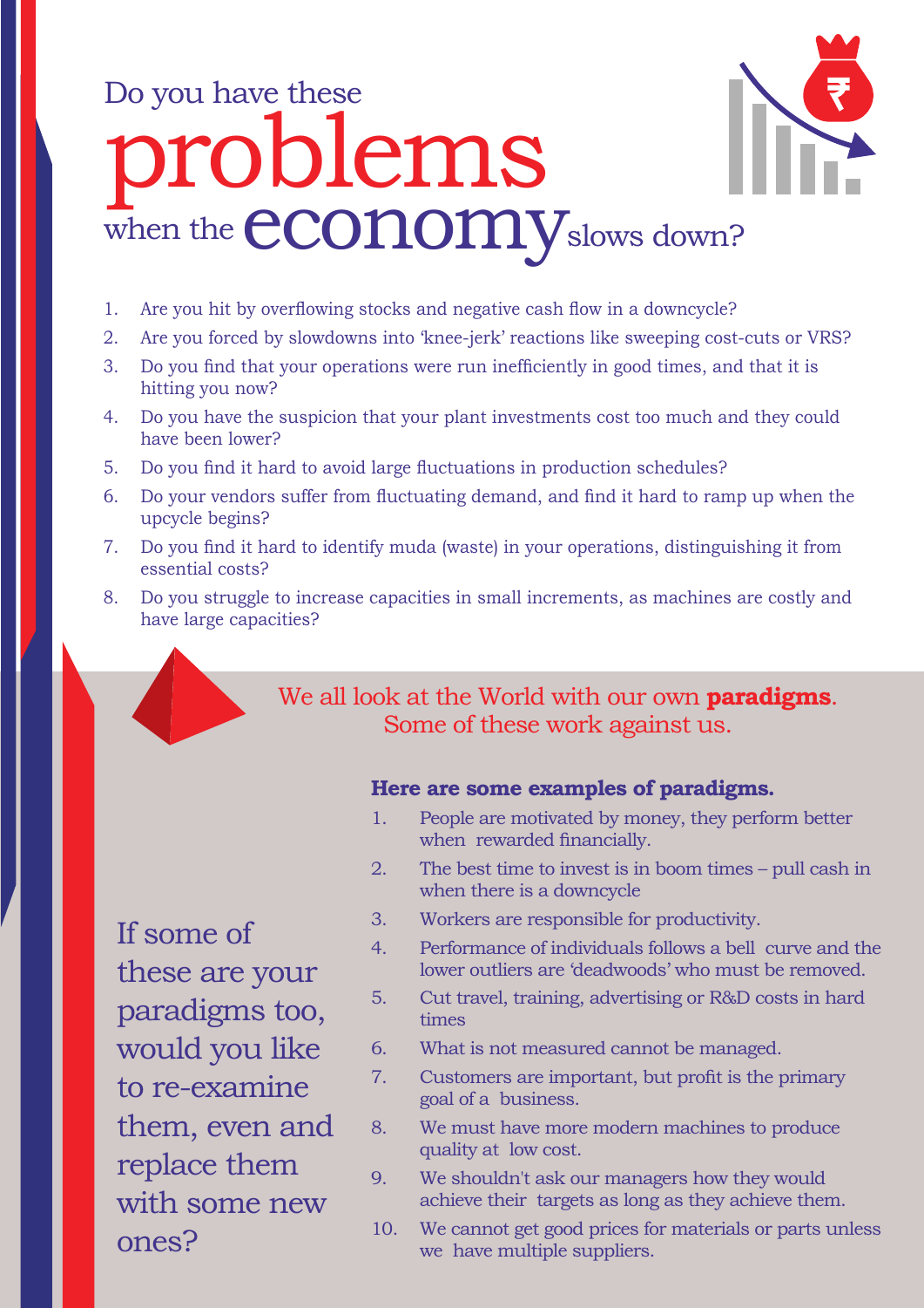# Do you have these problems when the economy slows down?

1. Are you hit by overflowing stocks and negative cash flow in a downcycle?
2. Are you forced by slowdowns into 'knee-jerk' reactions like sweeping cost-cuts or VRS?
3. Do you find that your operations were run inefficiently in good times, and that it is hitting you now?
4. Do you have the suspicion that your plant investments cost too much and they could have been lower?
5. Do you find it hard to avoid large fluctuations in production schedules?
6. Do your vendors suffer from fluctuating demand, and find it hard to ramp up when the upcycle begins?
7. Do you find it hard to identify muda (waste) in your operations, distinguishing it from essential costs?
8. Do you struggle to increase capacities in small increments, as machines are costly and have large capacities?

We all look at the World with our own **paradigms**. Some of these work against us.

**Here are some examples of paradigms.**

1. People are motivated by money, they perform better when rewarded financially.
2. The best time to invest is in boom times – pull cash in when there is a downcycle
3. Workers are responsible for productivity.
4. Performance of individuals follows a bell curve and the lower outliers are 'deadwoods' who must be removed.
5. Cut travel, training, advertising or R&D costs in hard times
6. What is not measured cannot be managed.
7. Customers are important, but profit is the primary goal of a business.
8. We must have more modern machines to produce quality at low cost.
9. We shouldn't ask our managers how they would achieve their targets as long as they achieve them.
10. We cannot get good prices for materials or parts unless we have multiple suppliers.

If some of these are your paradigms too, would you like to re-examine them, even and replace them with some new ones?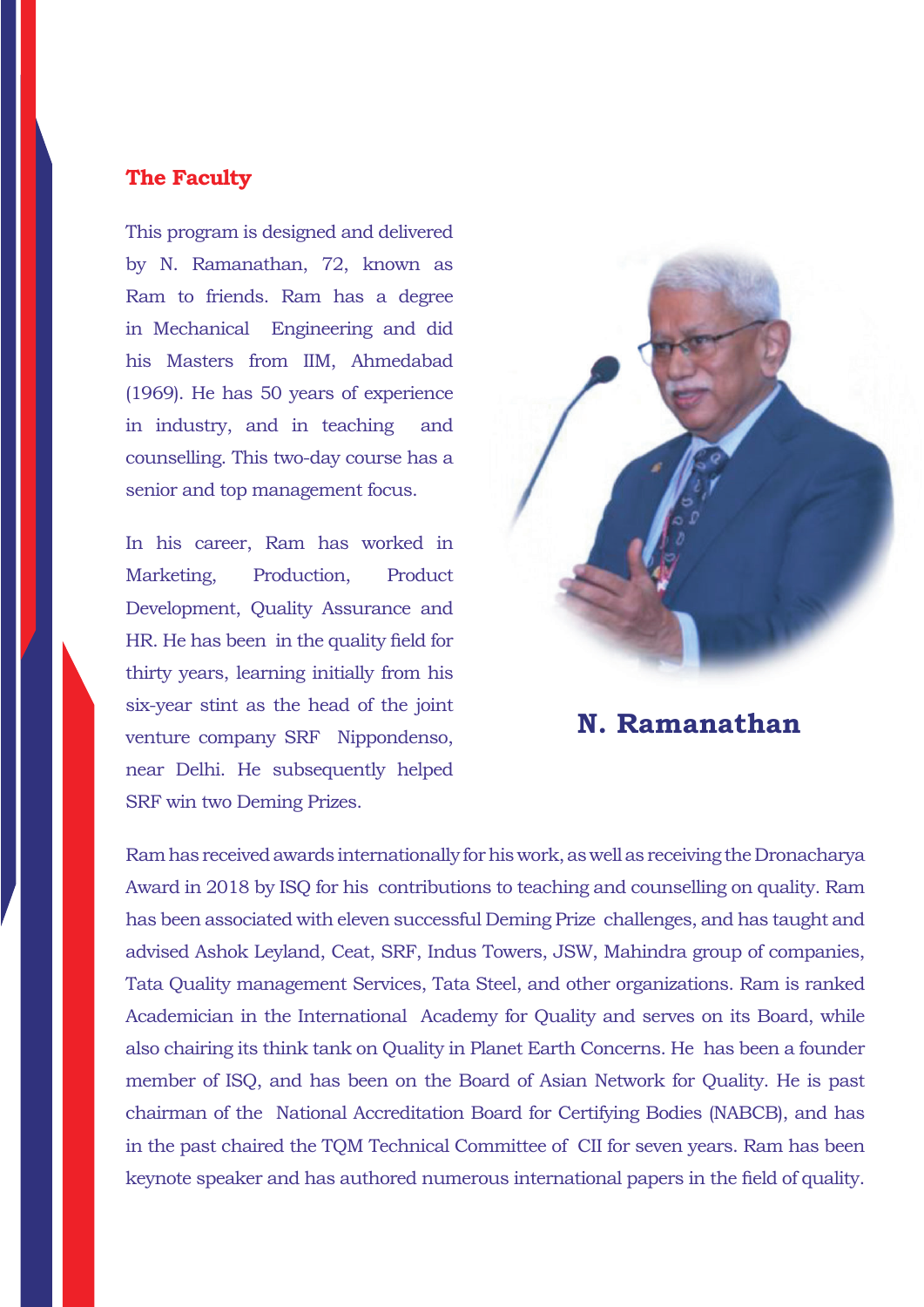## The Faculty

This program is designed and delivered by N. Ramanathan, 72, known as Ram to friends. Ram has a degree in Mechanical Engineering and did his Masters from IIM, Ahmedabad (1969). He has 50 years of experience in industry, and in teaching and counselling. This two-day course has a senior and top management focus.

In his career, Ram has worked in Marketing, Production, Product Development, Quality Assurance and HR. He has been in the quality field for thirty years, learning initially from his six-year stint as the head of the joint venture company SRF Nippondenso, near Delhi. He subsequently helped SRF win two Deming Prizes.

**N. Ramanathan**

Ram has received awards internationally for his work, as well as receiving the Dronacharya Award in 2018 by ISQ for his contributions to teaching and counselling on quality. Ram has been associated with eleven successful Deming Prize challenges, and has taught and advised Ashok Leyland, Ceat, SRF, Indus Towers, JSW, Mahindra group of companies, Tata Quality management Services, Tata Steel, and other organizations. Ram is ranked Academician in the International Academy for Quality and serves on its Board, while also chairing its think tank on Quality in Planet Earth Concerns. He has been a founder member of ISQ, and has been on the Board of Asian Network for Quality. He is past chairman of the National Accreditation Board for Certifying Bodies (NABCB), and has in the past chaired the TQM Technical Committee of CII for seven years. Ram has been keynote speaker and has authored numerous international papers in the field of quality.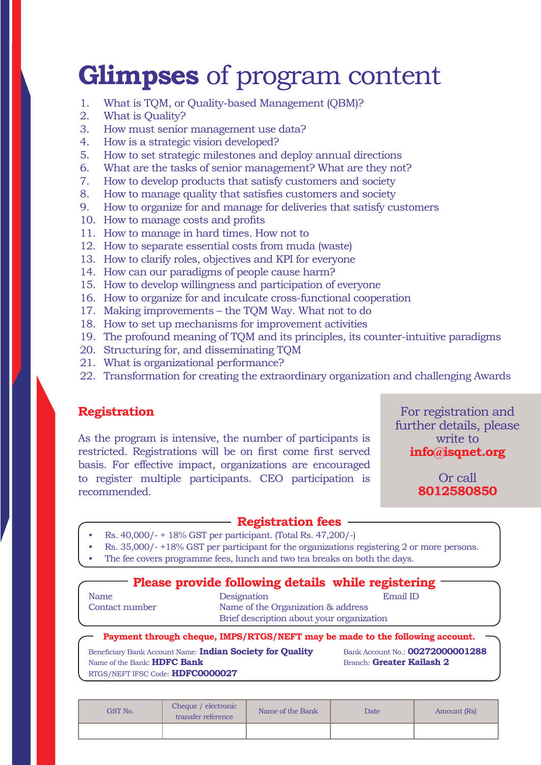# **Glimpses** of program content

1. What is TQM, or Quality-based Management (QBM)?
2. What is Quality?
3. How must senior management use data?
4. How is a strategic vision developed?
5. How to set strategic milestones and deploy annual directions
6. What are the tasks of senior management? What are they not?
7. How to develop products that satisfy customers and society
8. How to manage quality that satisfies customers and society
9. How to organize for and manage for deliveries that satisfy customers
10. How to manage costs and profits
11. How to manage in hard times. How not to
12. How to separate essential costs from muda (waste)
13. How to clarify roles, objectives and KPI for everyone
14. How can our paradigms of people cause harm?
15. How to develop willingness and participation of everyone
16. How to organize for and inculcate cross-functional cooperation
17. Making improvements – the TQM Way. What not to do
18. How to set up mechanisms for improvement activities
19. The profound meaning of TQM and its principles, its counter-intuitive paradigms
20. Structuring for, and disseminating TQM
21. What is organizational performance?
22. Transformation for creating the extraordinary organization and challenging Awards

## Registration

As the program is intensive, the number of participants is restricted. Registrations will be on first come first served basis. For effective impact, organizations are encouraged to register multiple participants. CEO participation is recommended.

For registration and further details, please write to **info@isqnet.org**

Or call **8012580850**

### Registration fees

- Rs. 40,000/- + 18% GST per participant. (Total Rs. 47,200/-)
- Rs. 35,000/- +18% GST per participant for the organizations registering 2 or more persons.
- The fee covers programme fees, lunch and two tea breaks on both the days.

### Please provide following details while registering

Name
Designation
Email ID
Contact number
Name of the Organization & address
Brief description about your organization

**Payment through cheque, IMPS/RTGS/NEFT may be made to the following account.**

Beneficiary Bank Account Name: **Indian Society for Quality**
Bank Account No.: **00272000001288**
Name of the Bank: **HDFC Bank**
Branch: **Greater Kailash 2**
RTGS/NEFT IFSC Code: **HDFC0000027**

| GST No. | Cheque / electronic transfer reference | Name of the Bank | Date | Amount (Rs) |
|---|---|---|---|---|
| | | | | |